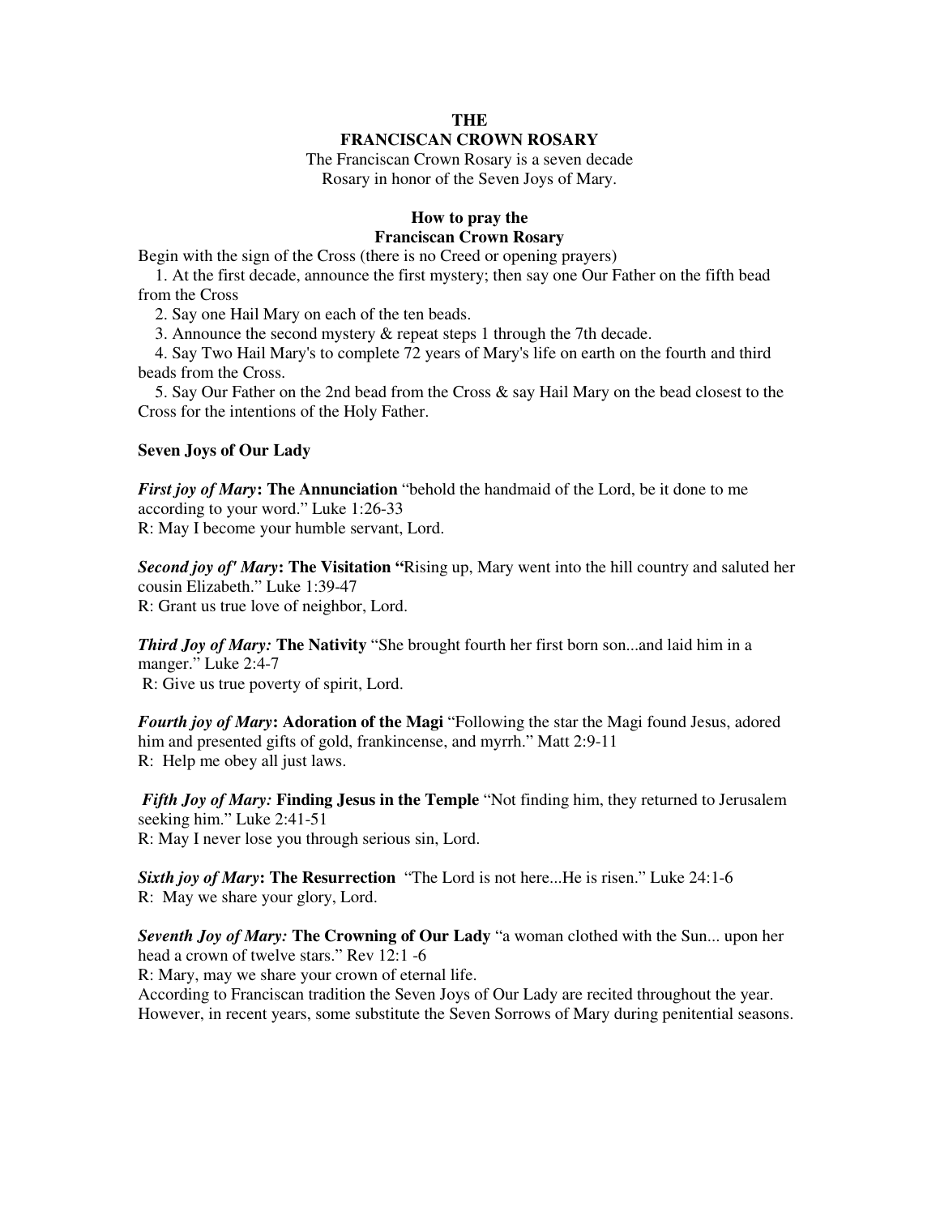# THE
# FRANCISCAN CROWN ROSARY

The Franciscan Crown Rosary is a seven decade Rosary in honor of the Seven Joys of Mary.

## How to pray the Franciscan Crown Rosary

Begin with the sign of the Cross (there is no Creed or opening prayers)

1. At the first decade, announce the first mystery; then say one Our Father on the fifth bead from the Cross
2. Say one Hail Mary on each of the ten beads.
3. Announce the second mystery & repeat steps 1 through the 7th decade.
4. Say Two Hail Mary's to complete 72 years of Mary's life on earth on the fourth and third beads from the Cross.
5. Say Our Father on the 2nd bead from the Cross & say Hail Mary on the bead closest to the Cross for the intentions of the Holy Father.

**Seven Joys of Our Lady**

***First joy of Mary*: The Annunciation** "behold the handmaid of the Lord, be it done to me according to your word." Luke 1:26-33
R: May I become your humble servant, Lord.

***Second joy of' Mary*: The Visitation "**Rising up, Mary went into the hill country and saluted her cousin Elizabeth." Luke 1:39-47
R: Grant us true love of neighbor, Lord.

***Third Joy of Mary:* The Nativity** "She brought fourth her first born son...and laid him in a manger." Luke 2:4-7
R: Give us true poverty of spirit, Lord.

***Fourth joy of Mary*: Adoration of the Magi** "Following the star the Magi found Jesus, adored him and presented gifts of gold, frankincense, and myrrh." Matt 2:9-11
R: Help me obey all just laws.

***Fifth Joy of Mary:* Finding Jesus in the Temple** "Not finding him, they returned to Jerusalem seeking him." Luke 2:41-51
R: May I never lose you through serious sin, Lord.

***Sixth joy of Mary*: The Resurrection** "The Lord is not here...He is risen." Luke 24:1-6
R: May we share your glory, Lord.

***Seventh Joy of Mary:* The Crowning of Our Lady** "a woman clothed with the Sun... upon her head a crown of twelve stars." Rev 12:1 -6
R: Mary, may we share your crown of eternal life.
According to Franciscan tradition the Seven Joys of Our Lady are recited throughout the year. However, in recent years, some substitute the Seven Sorrows of Mary during penitential seasons.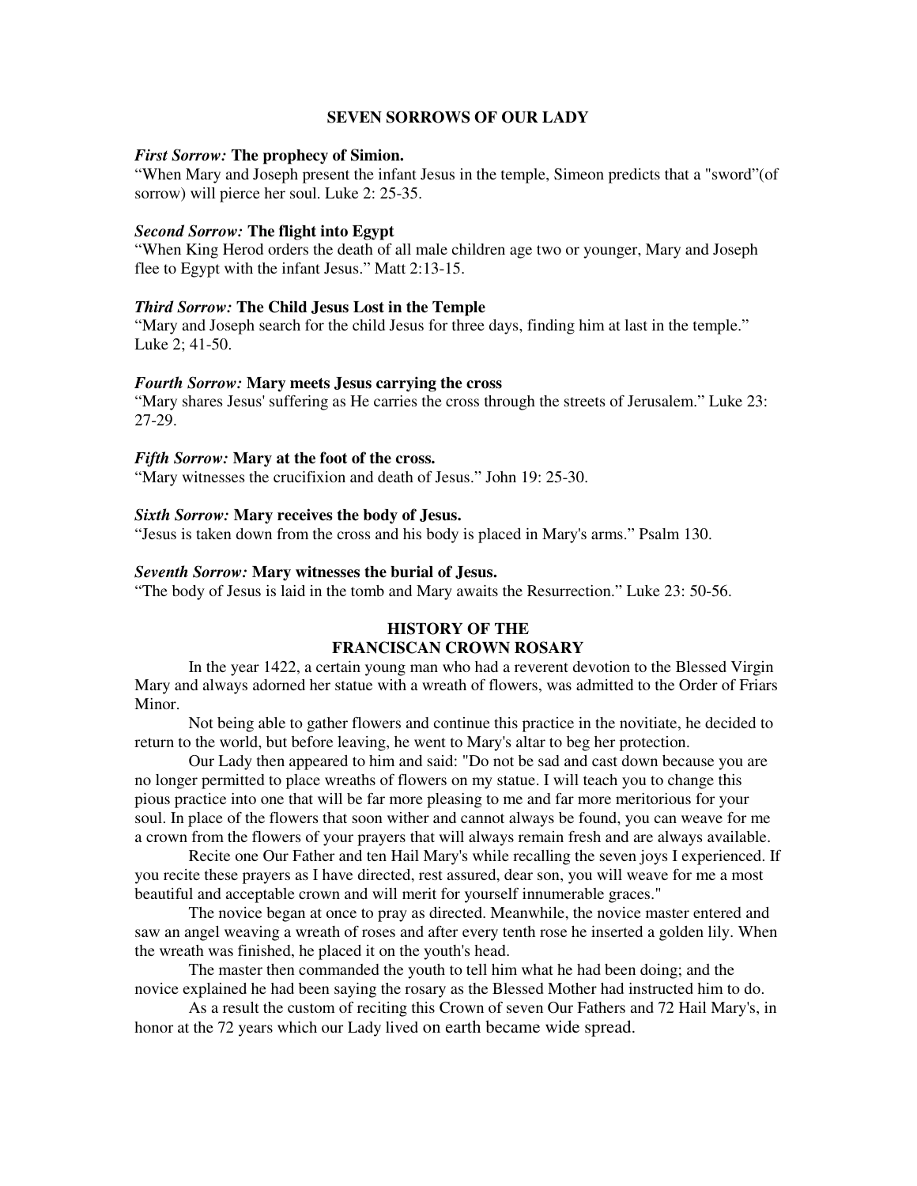## SEVEN SORROWS OF OUR LADY

***First Sorrow:*** **The prophecy of Simion.**
“When Mary and Joseph present the infant Jesus in the temple, Simeon predicts that a "sword”(of sorrow) will pierce her soul. Luke 2: 25-35.

***Second Sorrow:*** **The flight into Egypt**
“When King Herod orders the death of all male children age two or younger, Mary and Joseph flee to Egypt with the infant Jesus.” Matt 2:13-15.

***Third Sorrow:*** **The Child Jesus Lost in the Temple**
“Mary and Joseph search for the child Jesus for three days, finding him at last in the temple.” Luke 2; 41-50.

***Fourth Sorrow:*** **Mary meets Jesus carrying the cross**
“Mary shares Jesus' suffering as He carries the cross through the streets of Jerusalem.” Luke 23: 27-29.

***Fifth Sorrow:*** **Mary at the foot of the cross.**
“Mary witnesses the crucifixion and death of Jesus.” John 19: 25-30.

***Sixth Sorrow:*** **Mary receives the body of Jesus.**
“Jesus is taken down from the cross and his body is placed in Mary's arms.” Psalm 130.

***Seventh Sorrow:*** **Mary witnesses the burial of Jesus.**
“The body of Jesus is laid in the tomb and Mary awaits the Resurrection.” Luke 23: 50-56.

## HISTORY OF THE FRANCISCAN CROWN ROSARY

In the year 1422, a certain young man who had a reverent devotion to the Blessed Virgin Mary and always adorned her statue with a wreath of flowers, was admitted to the Order of Friars Minor.

Not being able to gather flowers and continue this practice in the novitiate, he decided to return to the world, but before leaving, he went to Mary's altar to beg her protection.

Our Lady then appeared to him and said: "Do not be sad and cast down because you are no longer permitted to place wreaths of flowers on my statue. I will teach you to change this pious practice into one that will be far more pleasing to me and far more meritorious for your soul. In place of the flowers that soon wither and cannot always be found, you can weave for me a crown from the flowers of your prayers that will always remain fresh and are always available.

Recite one Our Father and ten Hail Mary's while recalling the seven joys I experienced. If you recite these prayers as I have directed, rest assured, dear son, you will weave for me a most beautiful and acceptable crown and will merit for yourself innumerable graces."

The novice began at once to pray as directed. Meanwhile, the novice master entered and saw an angel weaving a wreath of roses and after every tenth rose he inserted a golden lily. When the wreath was finished, he placed it on the youth's head.

The master then commanded the youth to tell him what he had been doing; and the novice explained he had been saying the rosary as the Blessed Mother had instructed him to do.

As a result the custom of reciting this Crown of seven Our Fathers and 72 Hail Mary's, in honor at the 72 years which our Lady lived on earth became wide spread.